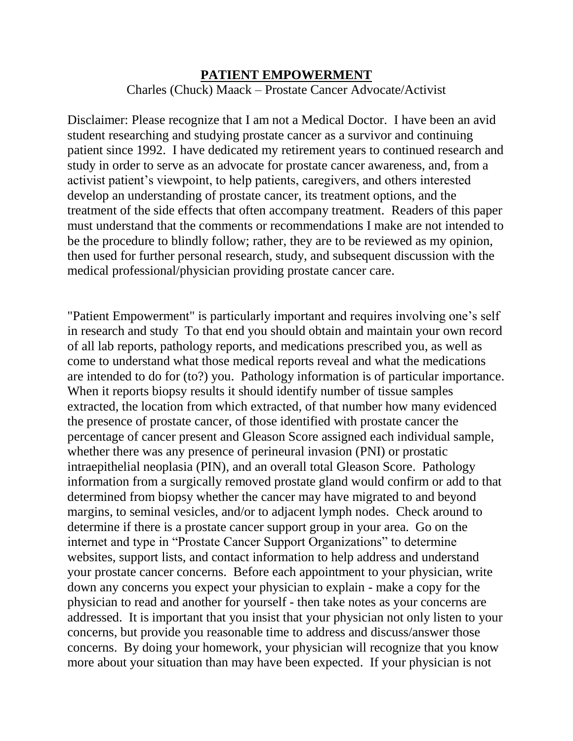# PATIENT EMPOWERMENT

Charles (Chuck) Maack – Prostate Cancer Advocate/Activist

Disclaimer: Please recognize that I am not a Medical Doctor. I have been an avid student researching and studying prostate cancer as a survivor and continuing patient since 1992. I have dedicated my retirement years to continued research and study in order to serve as an advocate for prostate cancer awareness, and, from a activist patient's viewpoint, to help patients, caregivers, and others interested develop an understanding of prostate cancer, its treatment options, and the treatment of the side effects that often accompany treatment. Readers of this paper must understand that the comments or recommendations I make are not intended to be the procedure to blindly follow; rather, they are to be reviewed as my opinion, then used for further personal research, study, and subsequent discussion with the medical professional/physician providing prostate cancer care.

"Patient Empowerment" is particularly important and requires involving one's self in research and study To that end you should obtain and maintain your own record of all lab reports, pathology reports, and medications prescribed you, as well as come to understand what those medical reports reveal and what the medications are intended to do for (to?) you. Pathology information is of particular importance. When it reports biopsy results it should identify number of tissue samples extracted, the location from which extracted, of that number how many evidenced the presence of prostate cancer, of those identified with prostate cancer the percentage of cancer present and Gleason Score assigned each individual sample, whether there was any presence of perineural invasion (PNI) or prostatic intraepithelial neoplasia (PIN), and an overall total Gleason Score. Pathology information from a surgically removed prostate gland would confirm or add to that determined from biopsy whether the cancer may have migrated to and beyond margins, to seminal vesicles, and/or to adjacent lymph nodes. Check around to determine if there is a prostate cancer support group in your area. Go on the internet and type in "Prostate Cancer Support Organizations" to determine websites, support lists, and contact information to help address and understand your prostate cancer concerns. Before each appointment to your physician, write down any concerns you expect your physician to explain - make a copy for the physician to read and another for yourself - then take notes as your concerns are addressed. It is important that you insist that your physician not only listen to your concerns, but provide you reasonable time to address and discuss/answer those concerns. By doing your homework, your physician will recognize that you know more about your situation than may have been expected. If your physician is not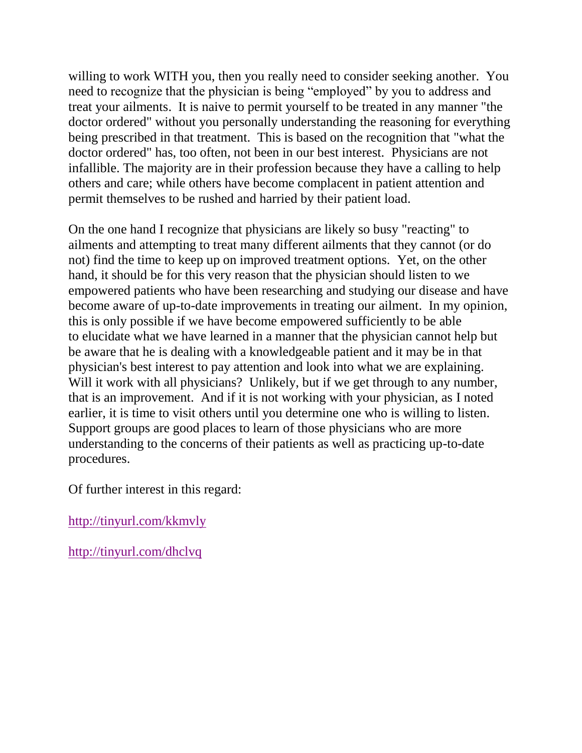willing to work WITH you, then you really need to consider seeking another. You need to recognize that the physician is being "employed" by you to address and treat your ailments. It is naive to permit yourself to be treated in any manner "the doctor ordered" without you personally understanding the reasoning for everything being prescribed in that treatment. This is based on the recognition that "what the doctor ordered" has, too often, not been in our best interest. Physicians are not infallible. The majority are in their profession because they have a calling to help others and care; while others have become complacent in patient attention and permit themselves to be rushed and harried by their patient load.

On the one hand I recognize that physicians are likely so busy "reacting" to ailments and attempting to treat many different ailments that they cannot (or do not) find the time to keep up on improved treatment options. Yet, on the other hand, it should be for this very reason that the physician should listen to we empowered patients who have been researching and studying our disease and have become aware of up-to-date improvements in treating our ailment. In my opinion, this is only possible if we have become empowered sufficiently to be able to elucidate what we have learned in a manner that the physician cannot help but be aware that he is dealing with a knowledgeable patient and it may be in that physician's best interest to pay attention and look into what we are explaining. Will it work with all physicians? Unlikely, but if we get through to any number, that is an improvement. And if it is not working with your physician, as I noted earlier, it is time to visit others until you determine one who is willing to listen. Support groups are good places to learn of those physicians who are more understanding to the concerns of their patients as well as practicing up-to-date procedures.

Of further interest in this regard:

http://tinyurl.com/kkmvly

http://tinyurl.com/dhclvq